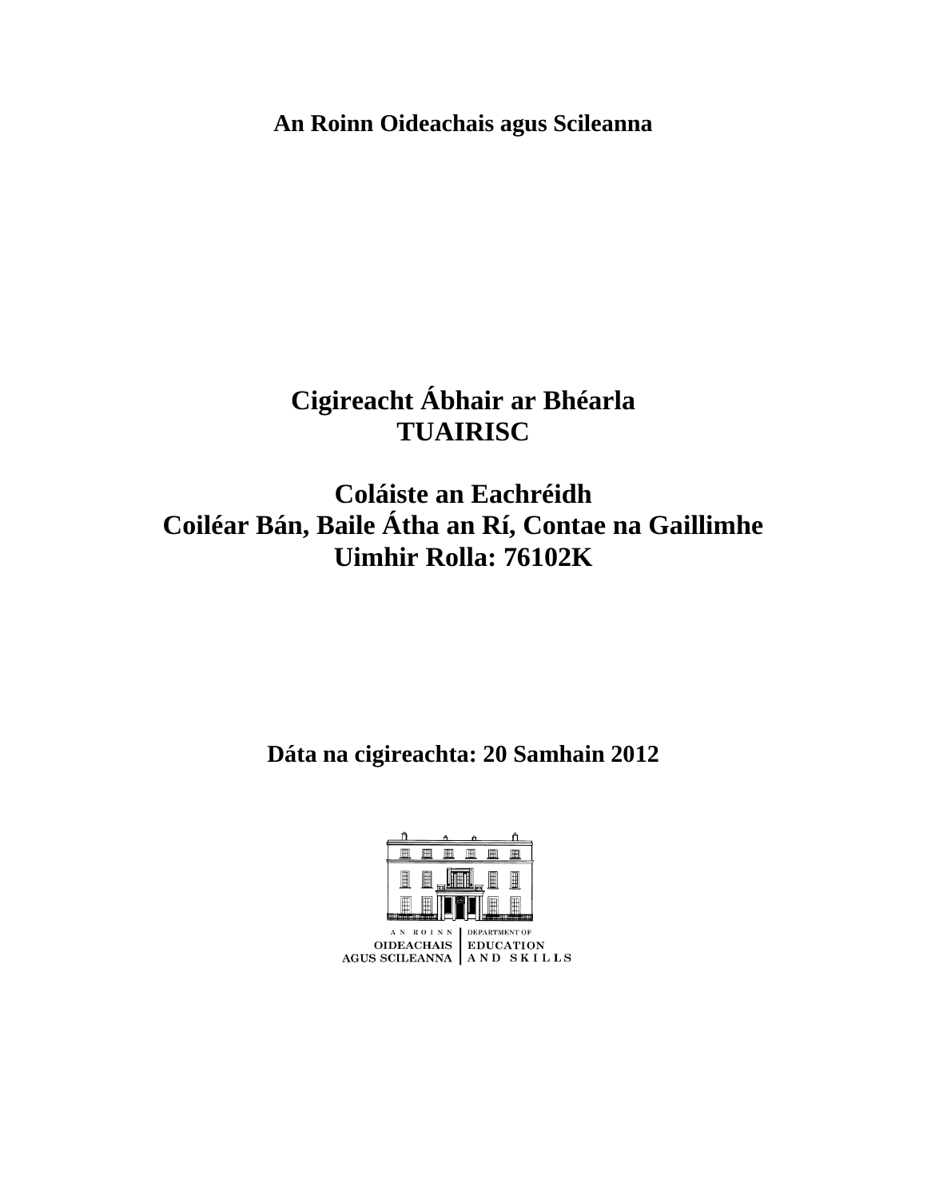**An Roinn Oideachais agus Scileanna**

# Cigireacht Ábhair ar Bhéarla
# TUAIRISC

## Coláiste an Eachréidh
## Coiléar Bán, Baile Átha an Rí, Contae na Gaillimhe
## Uimhir Rolla: 76102K

**Dáta na cigireachta: 20 Samhain 2012**

AN ROINN OIDEACHAIS AGUS SCILEANNA | DEPARTMENT OF EDUCATION AND SKILLS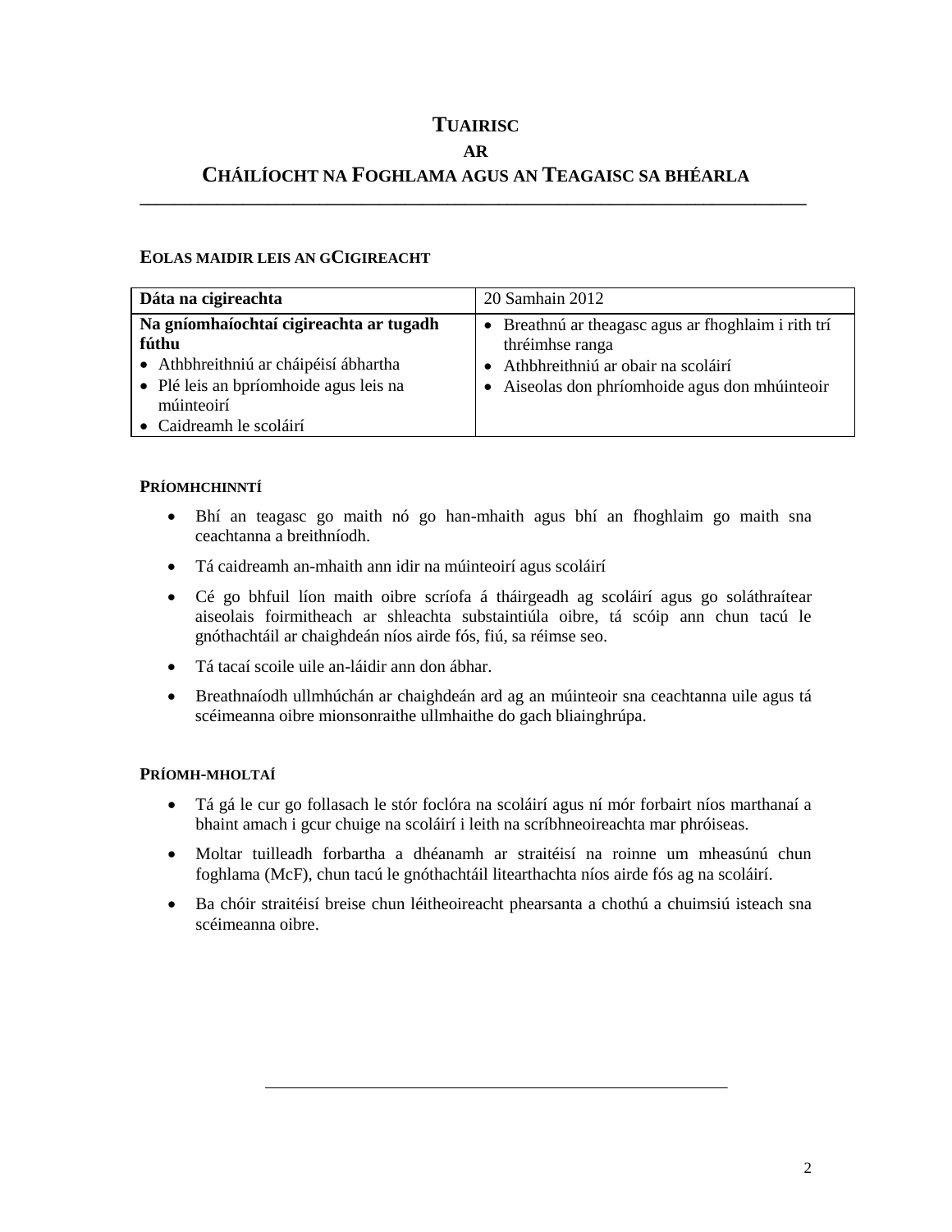# TUAIRISC
## AR
## CHÁILÍOCHT NA FOGHLAMA AGUS AN TEAGAISC SA BHÉARLA

### EOLAS MAIDIR LEIS AN GCIGIREACHT

| Dáta na cigireachta | 20 Samhain 2012 |
|---|---|
| **Na gníomhaíochtaí cigireachta ar tugadh fúthu**<br>• Athbhreithniú ar cháipéisí ábhartha<br>• Plé leis an bpríomhoide agus leis na múinteoirí<br>• Caidreamh le scoláirí | • Breathnú ar theagasc agus ar fhoghlaim i rith trí thréimhse ranga<br>• Athbhreithniú ar obair na scoláirí<br>• Aiseolas don phríomhoide agus don mhúinteoir |

### PRÍOMHCHINNTÍ

- Bhí an teagasc go maith nó go han-mhaith agus bhí an fhoghlaim go maith sna ceachtanna a breithníodh.
- Tá caidreamh an-mhaith ann idir na múinteoirí agus scoláirí
- Cé go bhfuil líon maith oibre scríofa á tháirgeadh ag scoláirí agus go soláthraítear aiseolais foirmitheach ar shleachta substaintiúla oibre, tá scóip ann chun tacú le gnóthachtáil ar chaighdeán níos airde fós, fiú, sa réimse seo.
- Tá tacaí scoile uile an-láidir ann don ábhar.
- Breathnaíodh ullmhúchán ar chaighdeán ard ag an múinteoir sna ceachtanna uile agus tá scéimeanna oibre mionsonraithe ullmhaithe do gach bliainghrúpa.

### PRÍOMH-MHOLTAÍ

- Tá gá le cur go follasach le stór foclóra na scoláirí agus ní mór forbairt níos marthanaí a bhaint amach i gcur chuige na scoláirí i leith na scríbhneoireachta mar phróiseas.
- Moltar tuilleadh forbartha a dhéanamh ar straitéisí na roinne um mheasúnú chun foghlama (McF), chun tacú le gnóthachtáil litearthachta níos airde fós ag na scoláirí.
- Ba chóir straitéisí breise chun léitheoireacht phearsanta a chothú a chuimsiú isteach sna scéimeanna oibre.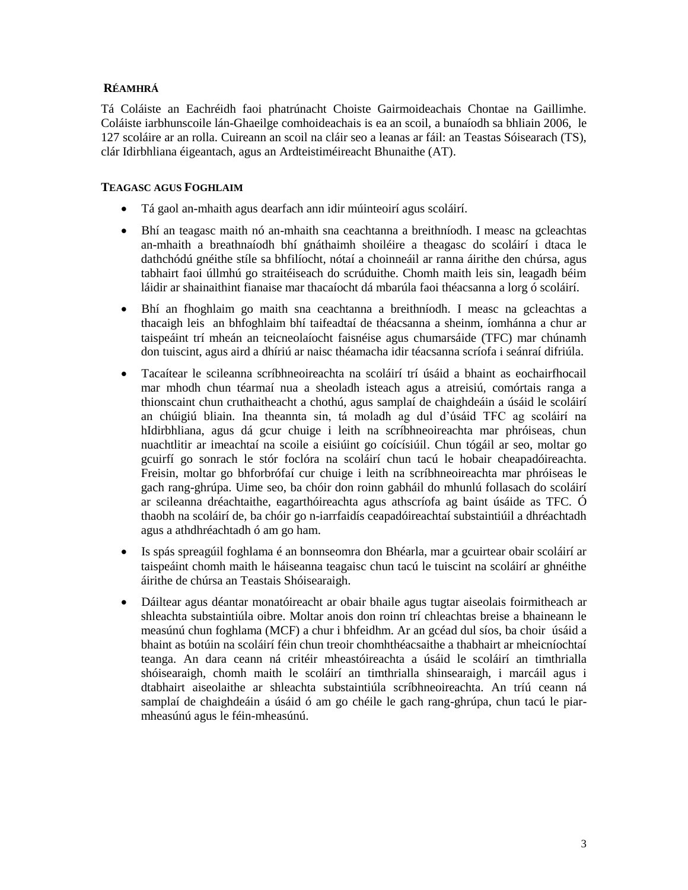## RÉAMHRÁ

Tá Coláiste an Eachréidh faoi phatrúnacht Choiste Gairmoideachais Chontae na Gaillimhe. Coláiste iarbhunscoile lán-Ghaeilge comhoideachais is ea an scoil, a bunaíodh sa bhliain 2006, le 127 scoláire ar an rolla. Cuireann an scoil na cláir seo a leanas ar fáil: an Teastas Sóisearach (TS), clár Idirbhliana éigeantach, agus an Ardteistiméireacht Bhunaithe (AT).

## TEAGASC AGUS FOGHLAIM

- Tá gaol an-mhaith agus dearfach ann idir múinteoirí agus scoláirí.
- Bhí an teagasc maith nó an-mhaith sna ceachtanna a breithníodh. I measc na gcleachtas an-mhaith a breathnaíodh bhí gnáthaimh shoiléire a theagasc do scoláirí i dtaca le dathchódú gnéithe stíle sa bhfilíocht, nótaí a choinneáil ar ranna áirithe den chúrsa, agus tabhairt faoi úllmhú go straitéiseach do scrúduithe. Chomh maith leis sin, leagadh béim láidir ar shainaithint fianaise mar thacaíocht dá mbarúla faoi théacsanna a lorg ó scoláirí.
- Bhí an fhoghlaim go maith sna ceachtanna a breithníodh. I measc na gcleachtas a thacaigh leis an bhfoghlaim bhí taifeadtaí de théacsanna a sheinm, íomhánna a chur ar taispeáint trí mheán an teicneolaíocht faisnéise agus chumarsáide (TFC) mar chúnamh don tuiscint, agus aird a dhíriú ar naisc théamacha idir téacsanna scríofa i seánraí difriúla.
- Tacaítear le scileanna scríbhneoireachta na scoláirí trí úsáid a bhaint as eochairfhocail mar mhodh chun téarmaí nua a sheoladh isteach agus a atreisiú, comórtais ranga a thionscaint chun cruthaitheacht a chothú, agus samplaí de chaighdeáin a úsáid le scoláirí an chúigiú bliain. Ina theannta sin, tá moladh ag dul d'úsáid TFC ag scoláirí na hIdirbhliana, agus dá gcur chuige i leith na scríbhneoireachta mar phróiseas, chun nuachtlitir ar imeachtaí na scoile a eisiúint go coícísiúil. Chun tógáil ar seo, moltar go gcuirfí go sonrach le stór foclóra na scoláirí chun tacú le hobair cheapadóireachta. Freisin, moltar go bhforbrófaí cur chuige i leith na scríbhneoireachta mar phróiseas le gach rang-ghrúpa. Uime seo, ba chóir don roinn gabháil do mhunlú follasach do scoláirí ar scileanna dréachtaithe, eagarthóireachta agus athscríofa ag baint úsáide as TFC. Ó thaobh na scoláirí de, ba chóir go n-iarrfaidís ceapadóireachtaí substaintiúil a dhréachtadh agus a athdhréachtadh ó am go ham.
- Is spás spreagúil foghlama é an bonnseomra don Bhéarla, mar a gcuirtear obair scoláirí ar taispeáint chomh maith le háiseanna teagaisc chun tacú le tuiscint na scoláirí ar ghnéithe áirithe de chúrsa an Teastais Shóisearaigh.
- Dáiltear agus déantar monatóireacht ar obair bhaile agus tugtar aiseolais foirmitheach ar shleachta substaintiúla oibre. Moltar anois don roinn trí chleachtas breise a bhaineann le measúnú chun foghlama (MCF) a chur i bhfeidhm. Ar an gcéad dul síos, ba choir úsáid a bhaint as botúin na scoláirí féin chun treoir chomhthéacsaithe a thabhairt ar mheicníochtaí teanga. An dara ceann ná critéir mheastóireachta a úsáid le scoláirí an timthrialla shóisearaigh, chomh maith le scoláirí an timthrialla shinsearaigh, i marcáil agus i dtabhairt aiseolaithe ar shleachta substaintiúla scríbhneoireachta. An tríú ceann ná samplaí de chaighdeáin a úsáid ó am go chéile le gach rang-ghrúpa, chun tacú le piar-mheasúnú agus le féin-mheasúnú.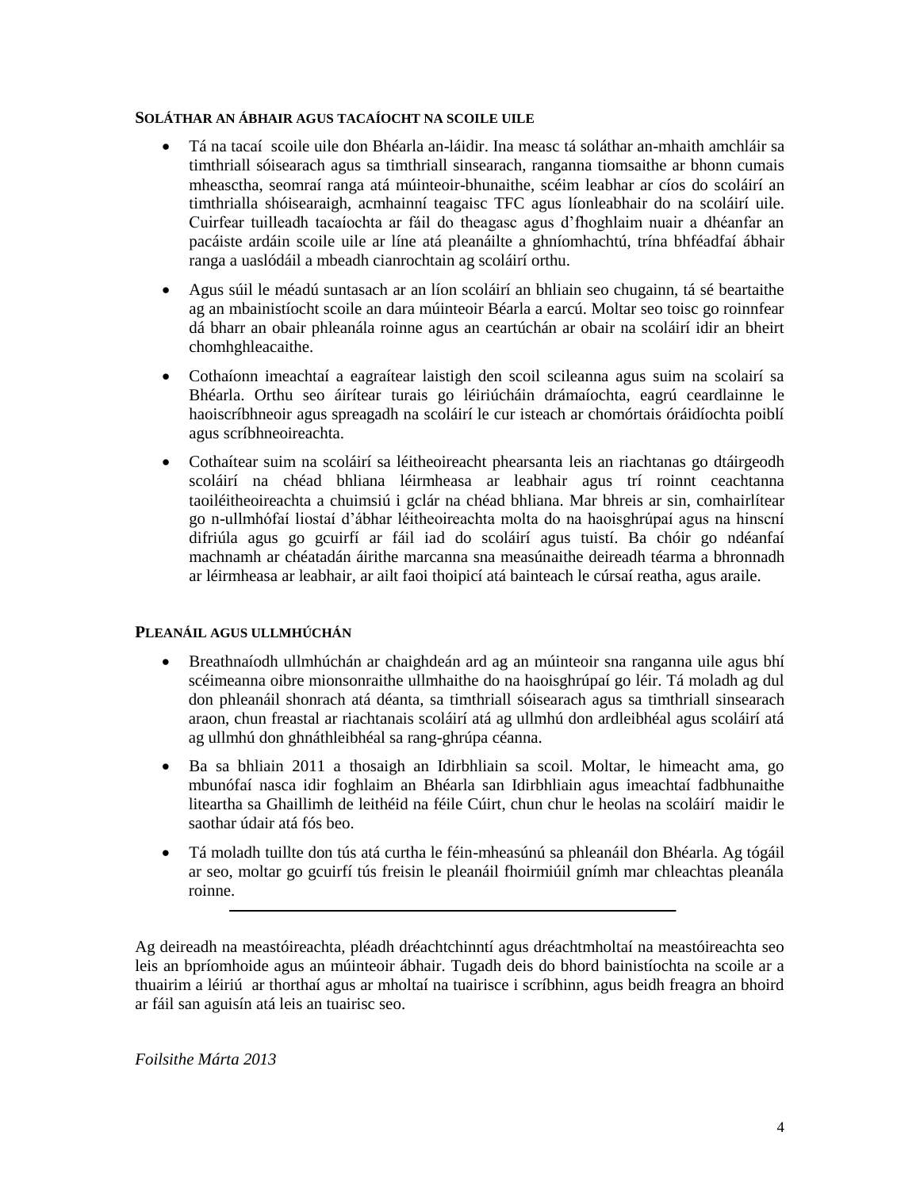**SOLÁTHAR AN ÁBHAIR AGUS TACAÍOCHT NA SCOILE UILE**

- Tá na tacaí scoile uile don Bhéarla an-láidir. Ina measc tá soláthar an-mhaith amchláir sa timthriall sóisearach agus sa timthriall sinsearach, ranganna tiomsaithe ar bhonn cumais mheasctha, seomraí ranga atá múinteoir-bhunaithe, scéim leabhar ar cíos do scoláirí an timthrialla shóisearaigh, acmhainní teagaisc TFC agus líonleabhair do na scoláirí uile. Cuirfear tuilleadh tacaíochta ar fáil do theagasc agus d'fhoghlaim nuair a dhéanfar an pacáiste ardáin scoile uile ar líne atá pleanáilte a ghníomhachtú, trína bhféadfaí ábhair ranga a uaslódáil a mbeadh cianrochtain ag scoláirí orthu.
- Agus súil le méadú suntasach ar an líon scoláirí an bhliain seo chugainn, tá sé beartaithe ag an mbainistíocht scoile an dara múinteoir Béarla a earcú. Moltar seo toisc go roinnfear dá bharr an obair phleanála roinne agus an ceartúchán ar obair na scoláirí idir an bheirt chomhghleacaithe.
- Cothaíonn imeachtaí a eagraítear laistigh den scoil scileanna agus suim na scolairí sa Bhéarla. Orthu seo áirítear turais go léiriúcháin drámaíochta, eagrú ceardlainne le haoiscríbhneoir agus spreagadh na scoláirí le cur isteach ar chomórtais óráidíochta poiblí agus scríbhneoireachta.
- Cothaítear suim na scoláirí sa léitheoireacht phearsanta leis an riachtanas go dtáirgeodh scoláirí na chéad bhliana léirmheasa ar leabhair agus trí roinnt ceachtanna taoiléitheoireachta a chuimsiú i gclár na chéad bhliana. Mar bhreis ar sin, comhairlítear go n-ullmhófaí liostaí d'ábhar léitheoireachta molta do na haoisghrúpaí agus na hinscní difriúla agus go gcuirfí ar fáil iad do scoláirí agus tuistí. Ba chóir go ndéanfaí machnamh ar chéatadán áirithe marcanna sna measúnaithe deireadh téarma a bhronnadh ar léirmheasa ar leabhair, ar ailt faoi thoipicí atá bainteach le cúrsaí reatha, agus araile.

**PLEANÁIL AGUS ULLMHÚCHÁN**

- Breathnaíodh ullmhúchán ar chaighdeán ard ag an múinteoir sna ranganna uile agus bhí scéimeanna oibre mionsonraithe ullmhaithe do na haoisghrúpaí go léir. Tá moladh ag dul don phleanáil shonrach atá déanta, sa timthriall sóisearach agus sa timthriall sinsearach araon, chun freastal ar riachtanais scoláirí atá ag ullmhú don ardleibhéal agus scoláirí atá ag ullmhú don ghnáthleibhéal sa rang-ghrúpa céanna.
- Ba sa bhliain 2011 a thosaigh an Idirbhliain sa scoil. Moltar, le himeacht ama, go mbunófaí nasca idir foghlaim an Bhéarla san Idirbhliain agus imeachtaí fadbhunaithe liteartha sa Ghaillimh de leithéid na féile Cúirt, chun chur le heolas na scoláirí maidir le saothar údair atá fós beo.
- Tá moladh tuillte don tús atá curtha le féin-mheasúnú sa phleanáil don Bhéarla. Ag tógáil ar seo, moltar go gcuirfí tús freisin le pleanáil fhoirmiúil gnímh mar chleachtas pleanála roinne.

---

Ag deireadh na meastóireachta, pléadh dréachtchinntí agus dréachtmholtaí na meastóireachta seo leis an bpríomhoide agus an múinteoir ábhair. Tugadh deis do bhord bainistíochta na scoile ar a thuairim a léiriú ar thorthaí agus ar mholtaí na tuairisce i scríbhinn, agus beidh freagra an bhoird ar fáil san aguisín atá leis an tuairisc seo.

*Foilsithe Márta 2013*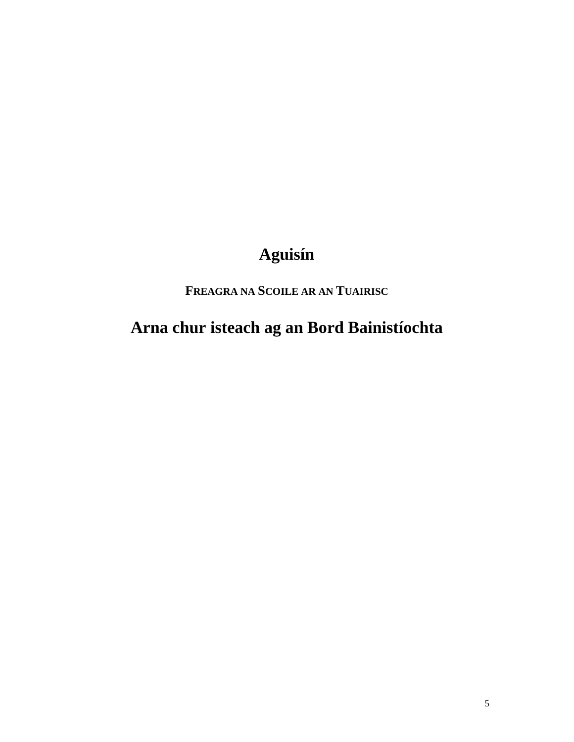# Aguisín

## FREAGRA NA SCOILE AR AN TUAIRISC

# Arna chur isteach ag an Bord Bainistíochta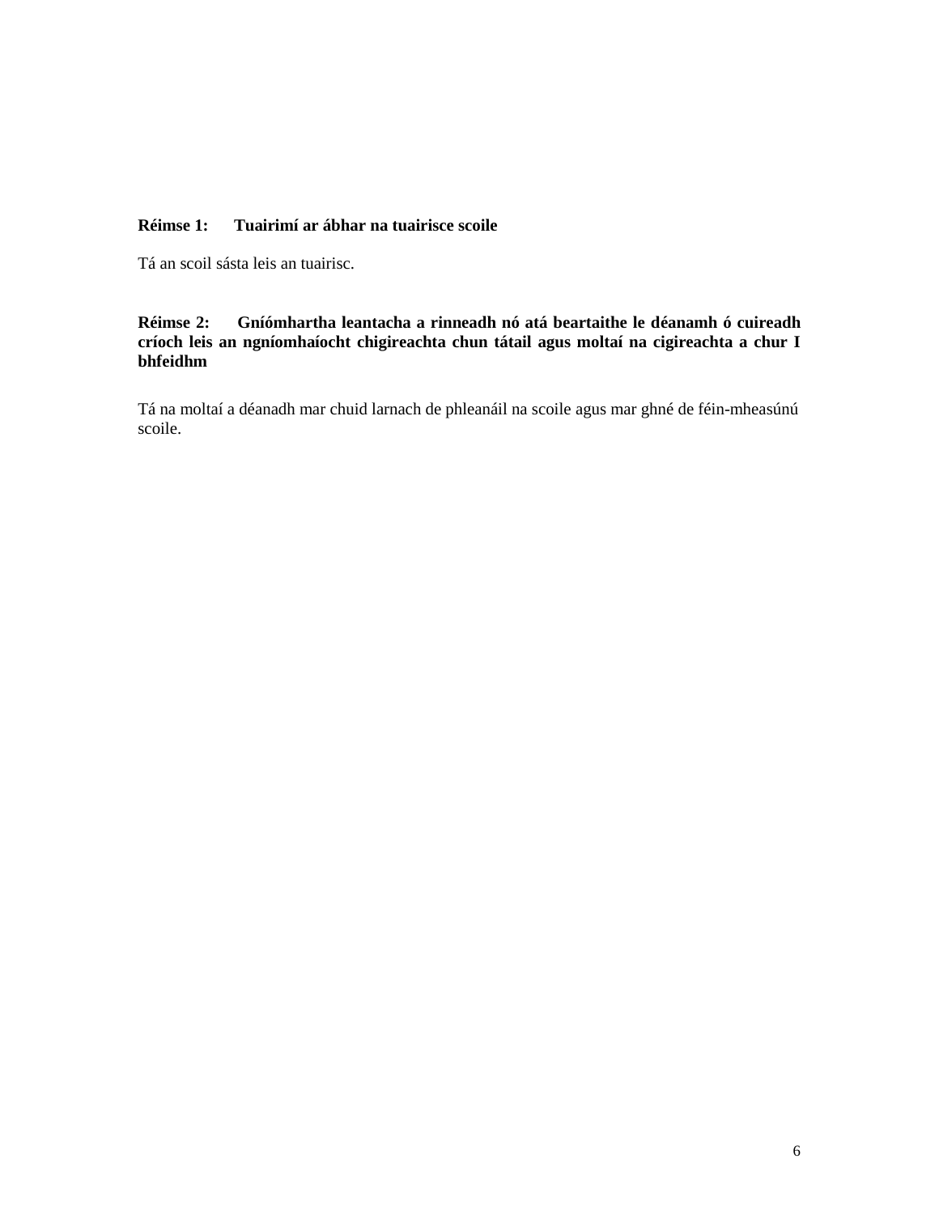**Réimse 1: Tuairimí ar ábhar na tuairisce scoile**

Tá an scoil sásta leis an tuairisc.

**Réimse 2: Gníómhartha leantacha a rinneadh nó atá beartaithe le déanamh ó cuireadh críoch leis an ngníomhaíocht chigireachta chun tátail agus moltaí na cigireachta a chur I bhfeidhm**

Tá na moltaí a déanadh mar chuid larnach de phleanáil na scoile agus mar ghné de féin-mheasúnú scoile.